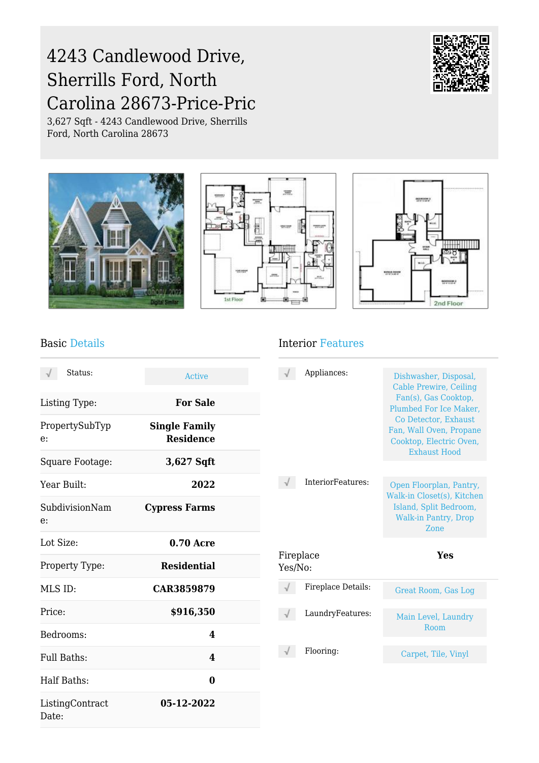# 4243 Candlewood Drive, Sherrills Ford, North Carolina 28673-Price-Pric

3,627 Sqft - 4243 Candlewood Drive, Sherrills Ford, North Carolina 28673

## Basic Details

| | |
|---|---|
| Status: | Active |
| Listing Type: | **For Sale** |
| PropertySubType: | **Single Family Residence** |
| Square Footage: | **3,627 Sqft** |
| Year Built: | **2022** |
| SubdivisionName: | **Cypress Farms** |
| Lot Size: | **0.70 Acre** |
| Property Type: | **Residential** |
| MLS ID: | **CAR3859879** |
| Price: | **$916,350** |
| Bedrooms: | **4** |
| Full Baths: | **4** |
| Half Baths: | **0** |
| ListingContract Date: | **05-12-2022** |

## Interior Features

| | |
|---|---|
| Appliances: | Dishwasher, Disposal, Cable Prewire, Ceiling Fan(s), Gas Cooktop, Plumbed For Ice Maker, Co Detector, Exhaust Fan, Wall Oven, Propane Cooktop, Electric Oven, Exhaust Hood |
| InteriorFeatures: | Open Floorplan, Pantry, Walk-in Closet(s), Kitchen Island, Split Bedroom, Walk-in Pantry, Drop Zone |
| Fireplace Yes/No: | **Yes** |
| Fireplace Details: | Great Room, Gas Log |
| LaundryFeatures: | Main Level, Laundry Room |
| Flooring: | Carpet, Tile, Vinyl |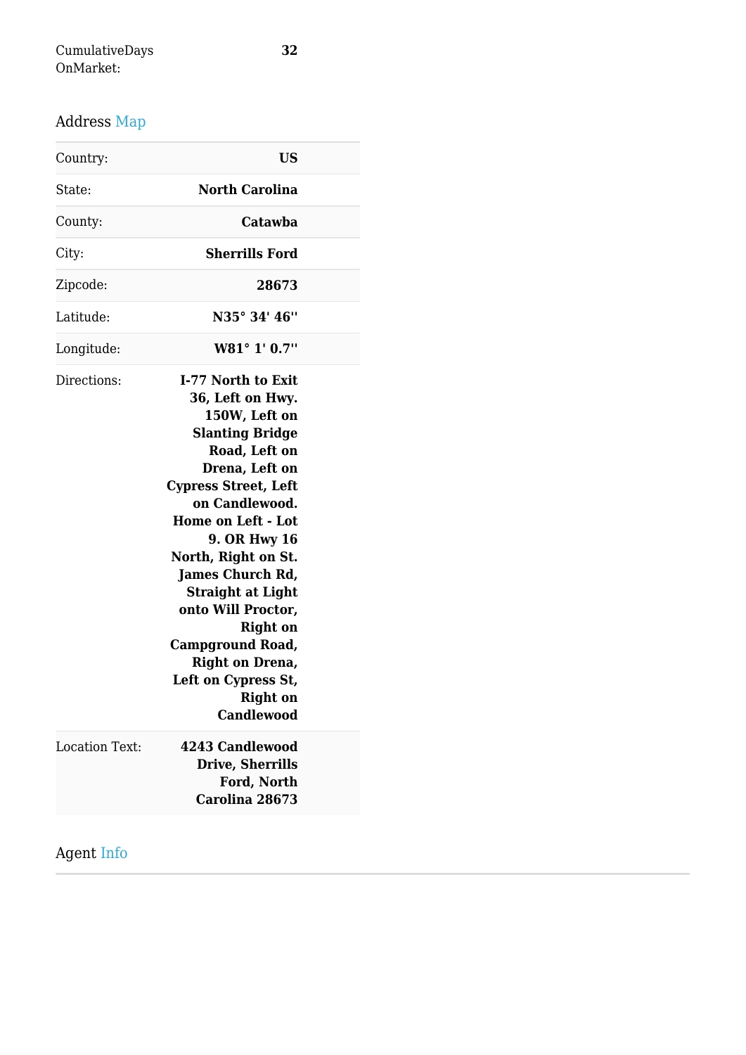| | |
|---|---|
| CumulativeDays OnMarket: | **32** |

## Address Map

| | |
|---|---|
| Country: | **US** |
| State: | **North Carolina** |
| County: | **Catawba** |
| City: | **Sherrills Ford** |
| Zipcode: | **28673** |
| Latitude: | **N35° 34' 46''** |
| Longitude: | **W81° 1' 0.7''** |
| Directions: | **I-77 North to Exit 36, Left on Hwy. 150W, Left on Slanting Bridge Road, Left on Drena, Left on Cypress Street, Left on Candlewood. Home on Left - Lot 9. OR Hwy 16 North, Right on St. James Church Rd, Straight at Light onto Will Proctor, Right on Campground Road, Right on Drena, Left on Cypress St, Right on Candlewood** |
| Location Text: | **4243 Candlewood Drive, Sherrills Ford, North Carolina 28673** |

## Agent Info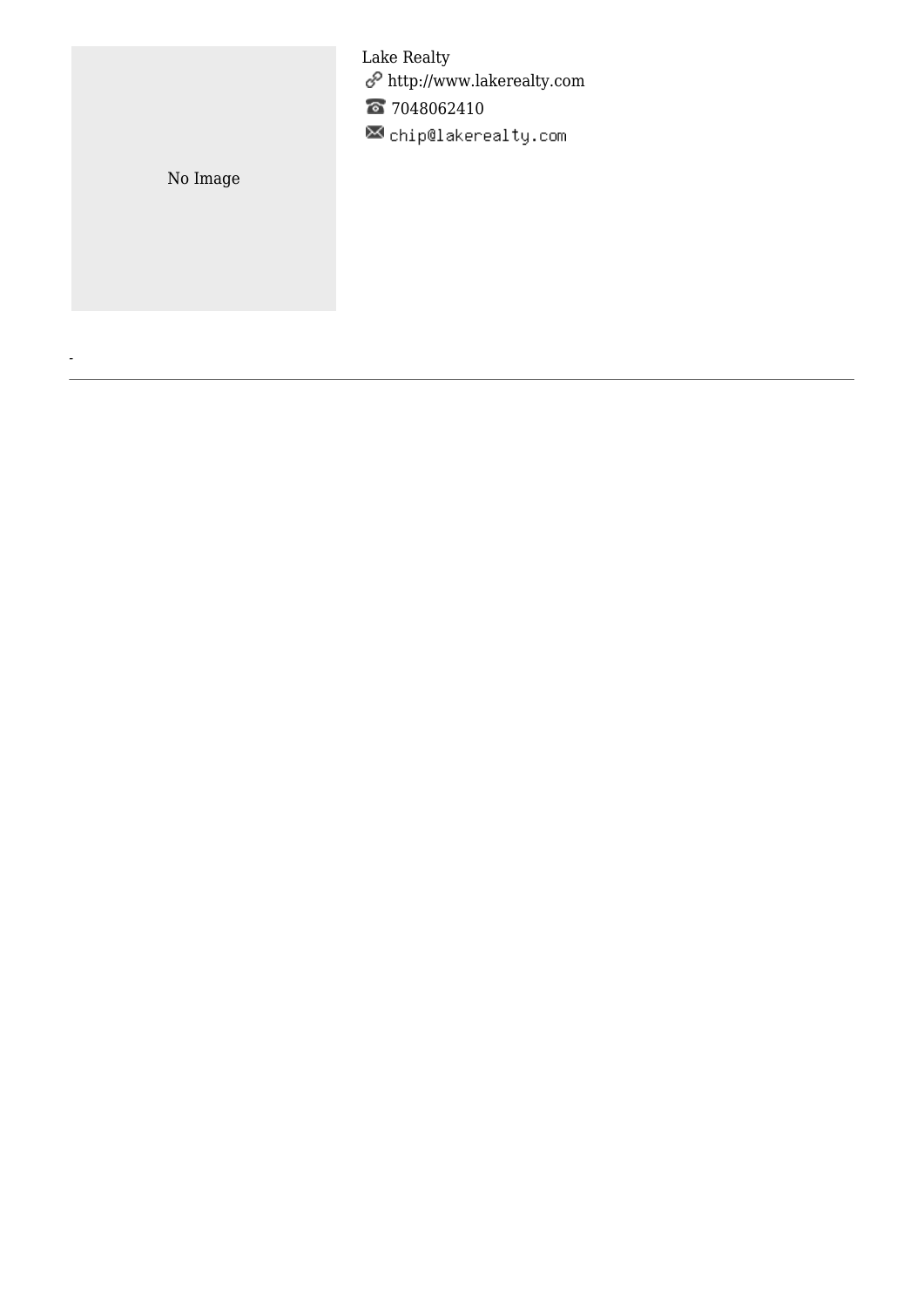No Image

Lake Realty

http://www.lakerealty.com

7048062410

chip@lakerealty.com

-

---